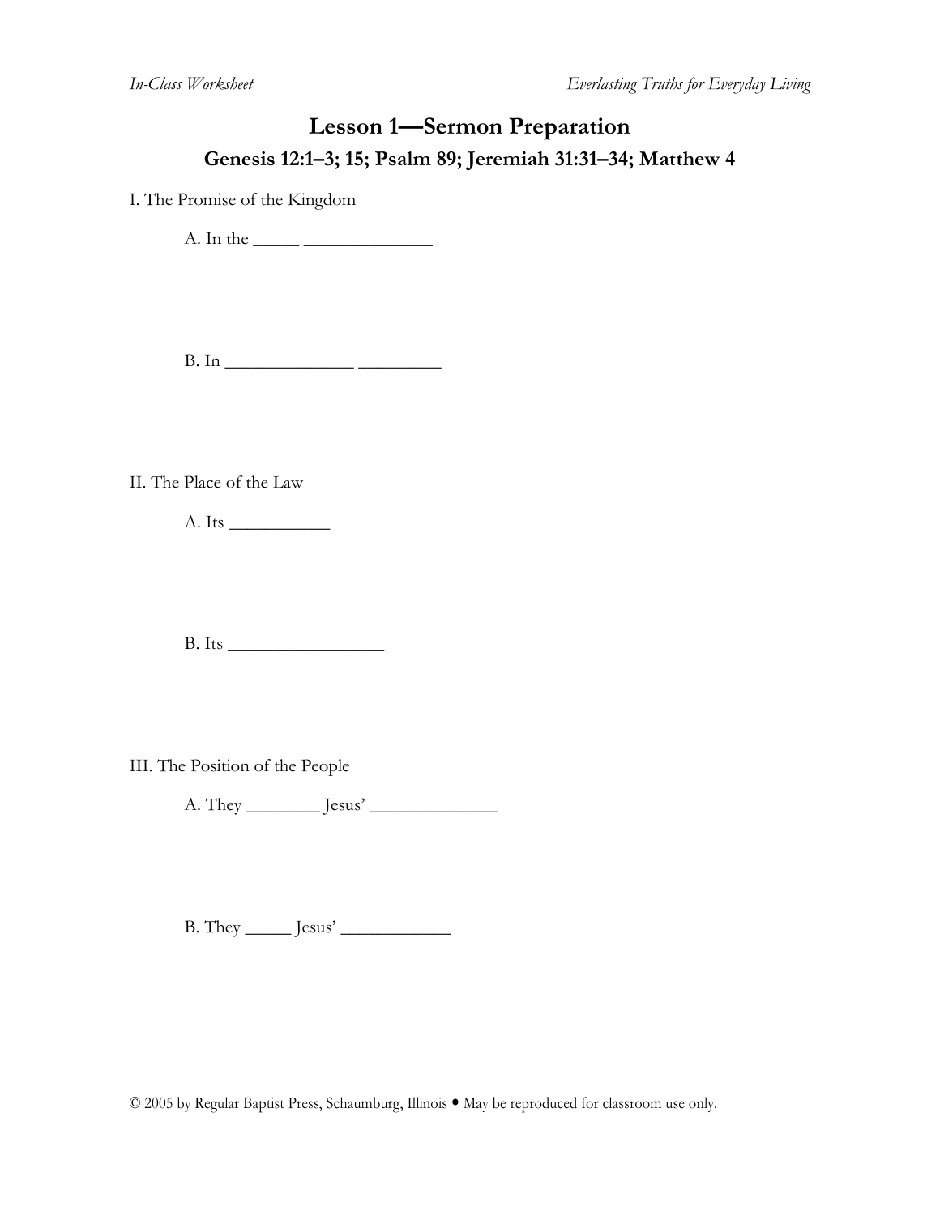# Lesson 1—Sermon Preparation

## Genesis 12:1–3; 15; Psalm 89; Jeremiah 31:31–34; Matthew 4

I. The Promise of the Kingdom

A. In the _____ ______________

B. In ______________ _________

II. The Place of the Law

A. Its ___________

B. Its _________________

III. The Position of the People

A. They ________ Jesus' ______________

B. They _____ Jesus' ____________

© 2005 by Regular Baptist Press, Schaumburg, Illinois • May be reproduced for classroom use only.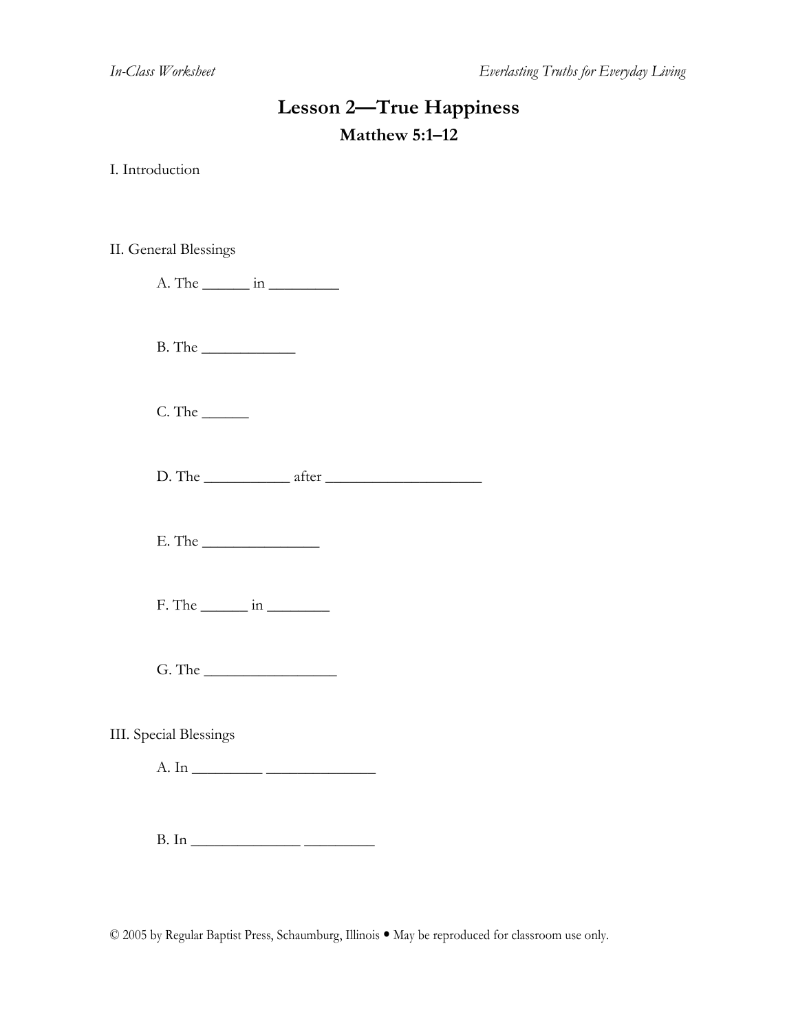# Lesson 2—True Happiness

## Matthew 5:1–12

I. Introduction

II. General Blessings

A. The ______ in _________

B. The ____________

C. The ______

D. The ___________ after ____________________

E. The _______________

F. The ______ in ________

G. The _________________

III. Special Blessings

A. In _________ ______________

B. In ______________ _________

© 2005 by Regular Baptist Press, Schaumburg, Illinois • May be reproduced for classroom use only.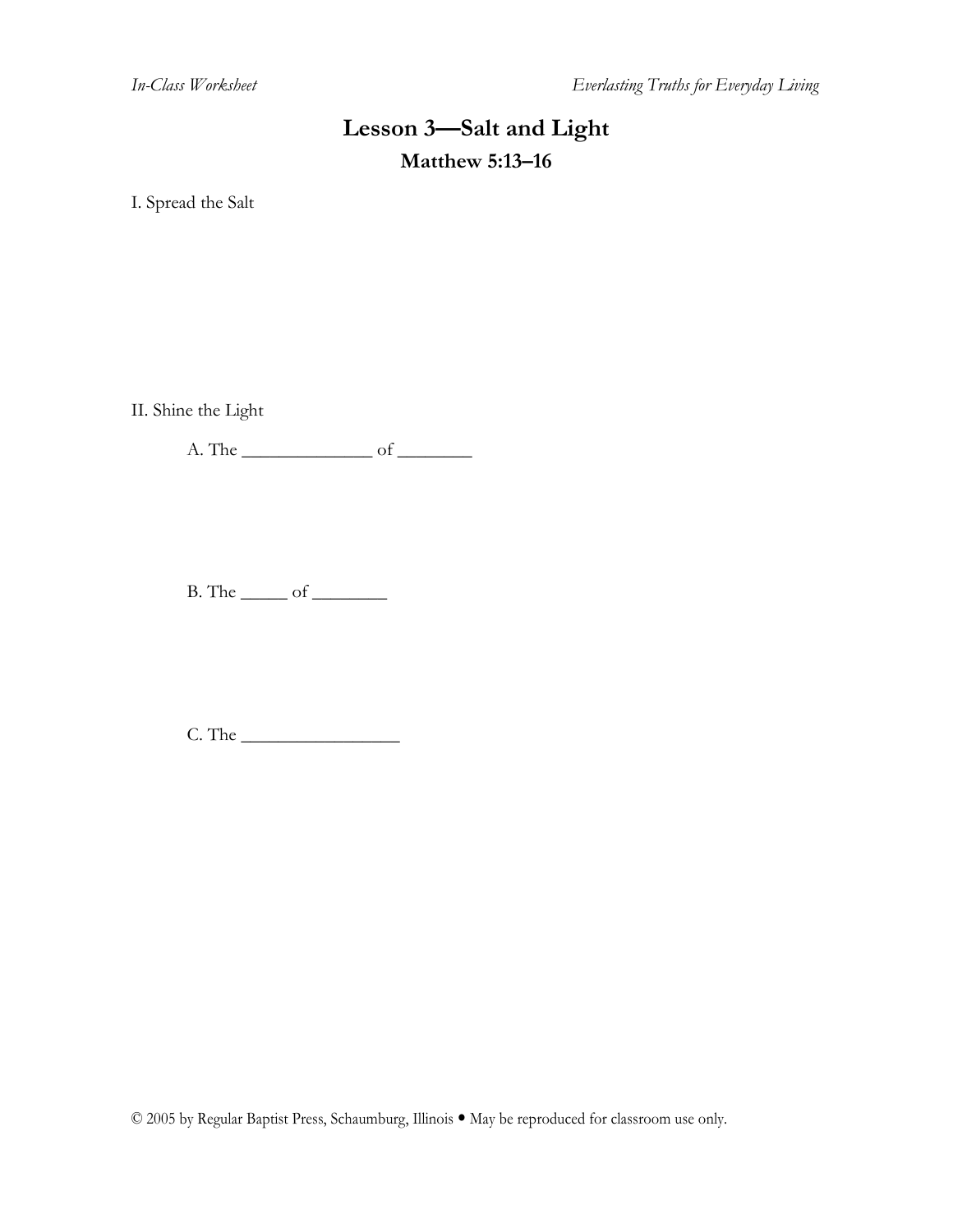# Lesson 3—Salt and Light

## Matthew 5:13–16

I. Spread the Salt

II. Shine the Light

A. The ______________ of ________

B. The _____ of ________

C. The _________________

© 2005 by Regular Baptist Press, Schaumburg, Illinois • May be reproduced for classroom use only.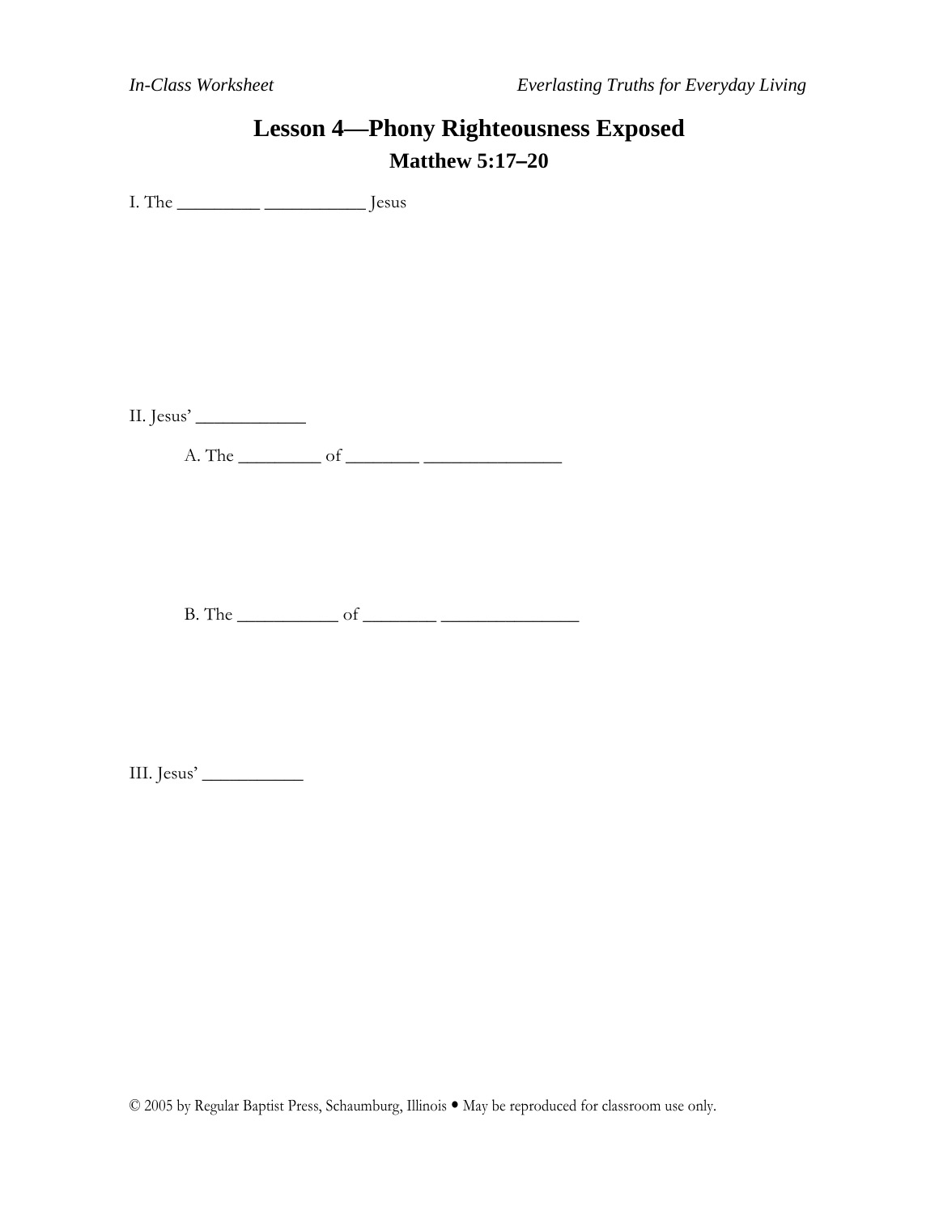# Lesson 4—Phony Righteousness Exposed

## Matthew 5:17–20

I. The _________ ___________ Jesus

II. Jesus' ____________

A. The _________ of ________ _______________

B. The ___________ of ________ _______________

III. Jesus' ___________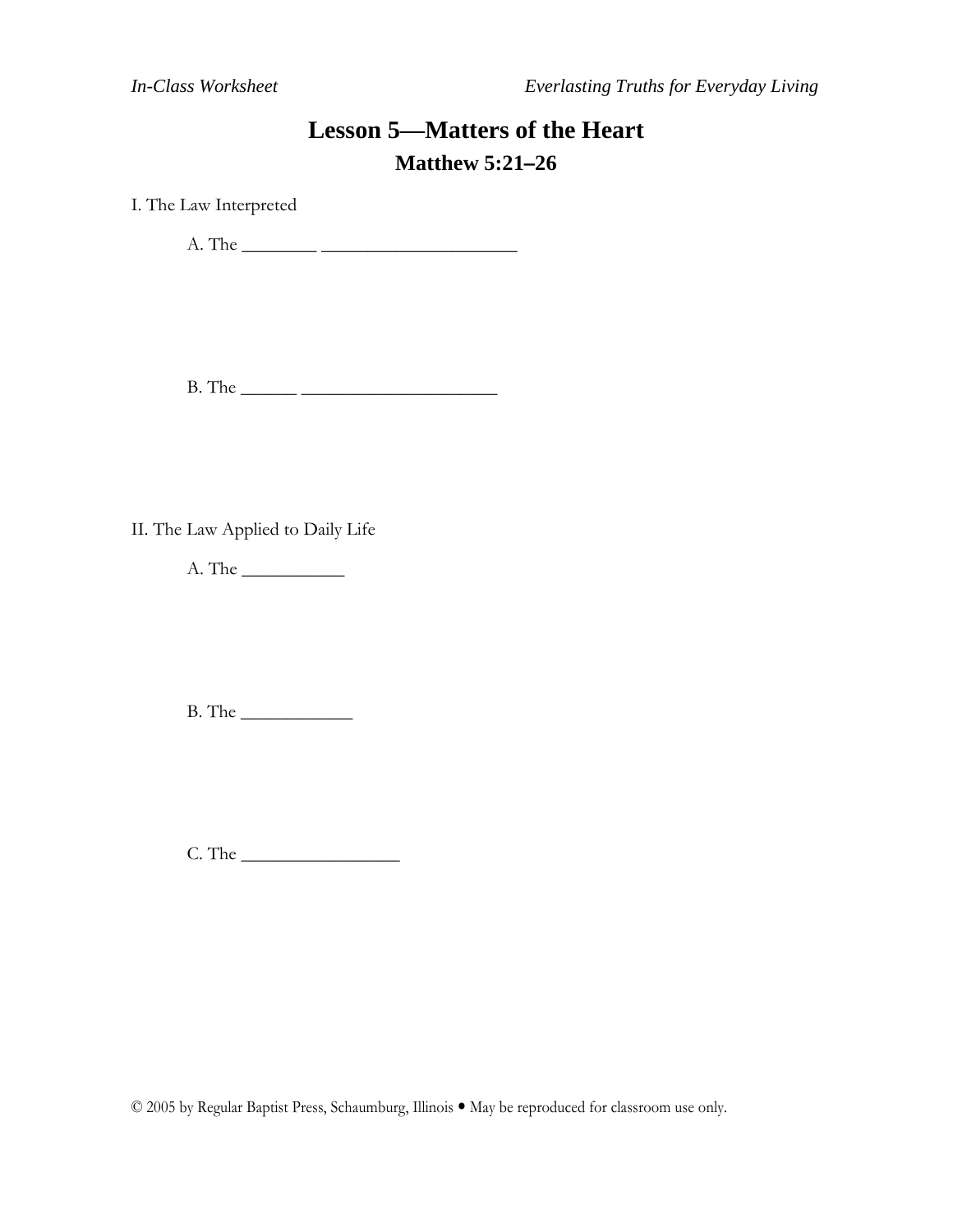# Lesson 5—Matters of the Heart

## Matthew 5:21–26

I. The Law Interpreted

A. The ________ _____________________

B. The ______ _____________________

II. The Law Applied to Daily Life

A. The ___________

B. The ____________

C. The _________________

© 2005 by Regular Baptist Press, Schaumburg, Illinois • May be reproduced for classroom use only.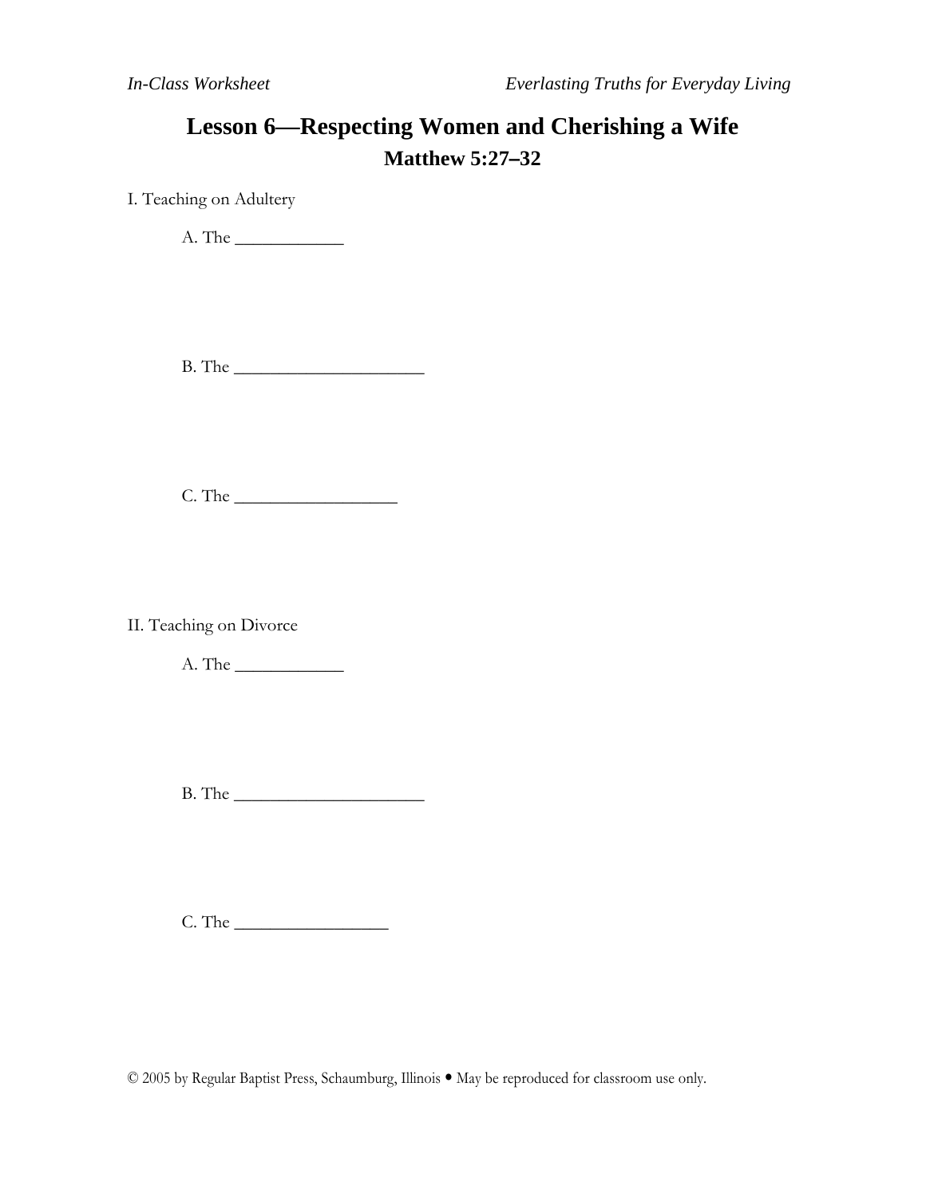# Lesson 6—Respecting Women and Cherishing a Wife

## Matthew 5:27–32

I. Teaching on Adultery

A. The ____________

B. The _____________________

C. The __________________

II. Teaching on Divorce

A. The ____________

B. The _____________________

C. The _________________

© 2005 by Regular Baptist Press, Schaumburg, Illinois • May be reproduced for classroom use only.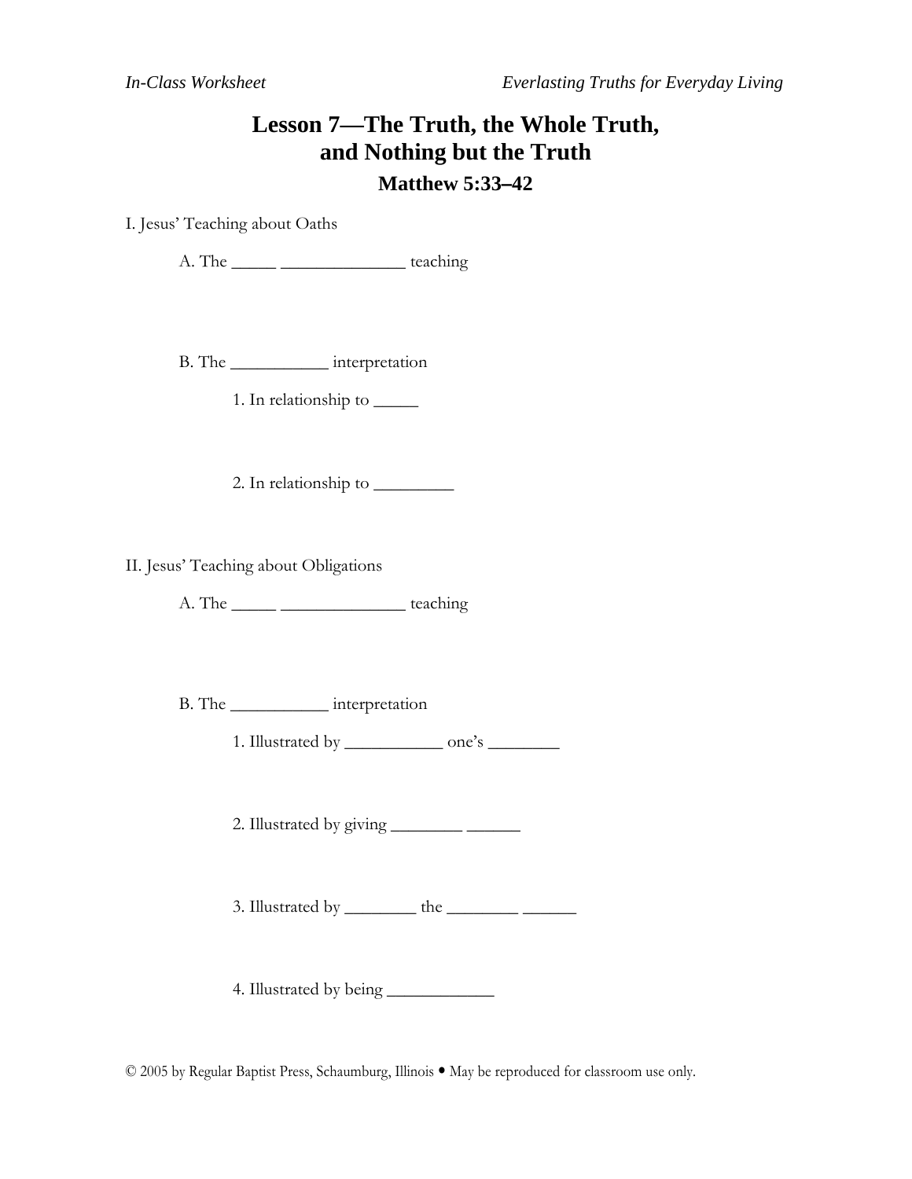# Lesson 7—The Truth, the Whole Truth, and Nothing but the Truth

## Matthew 5:33–42

I. Jesus' Teaching about Oaths

A. The _____ ______________ teaching

B. The ___________ interpretation

1. In relationship to _____

2. In relationship to _________

II. Jesus' Teaching about Obligations

A. The _____ ______________ teaching

B. The ___________ interpretation

1. Illustrated by ___________ one's ________

2. Illustrated by giving ________ ______

3. Illustrated by ________ the ________ ______

4. Illustrated by being ____________

© 2005 by Regular Baptist Press, Schaumburg, Illinois • May be reproduced for classroom use only.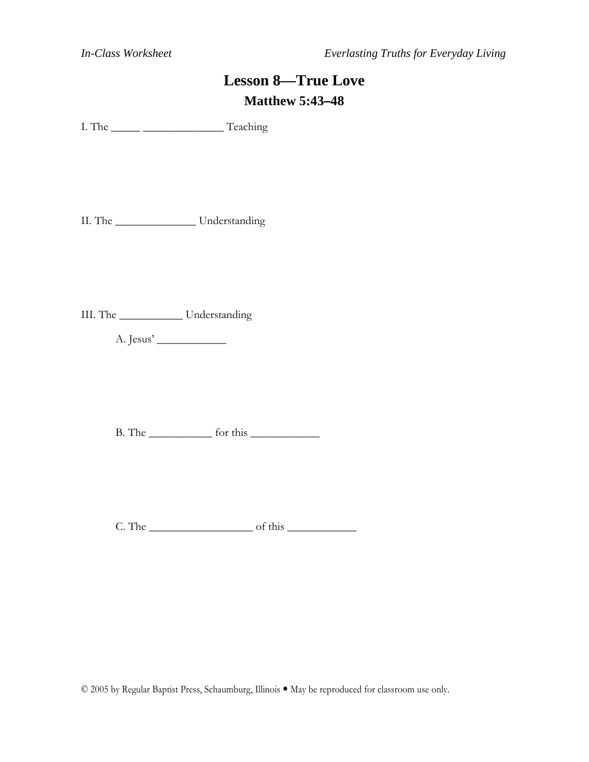# Lesson 8—True Love

## Matthew 5:43–48

I. The _____ ______________ Teaching

II. The ______________ Understanding

III. The ___________ Understanding

A. Jesus' ____________

B. The ___________ for this ____________

C. The __________________ of this ____________

© 2005 by Regular Baptist Press, Schaumburg, Illinois • May be reproduced for classroom use only.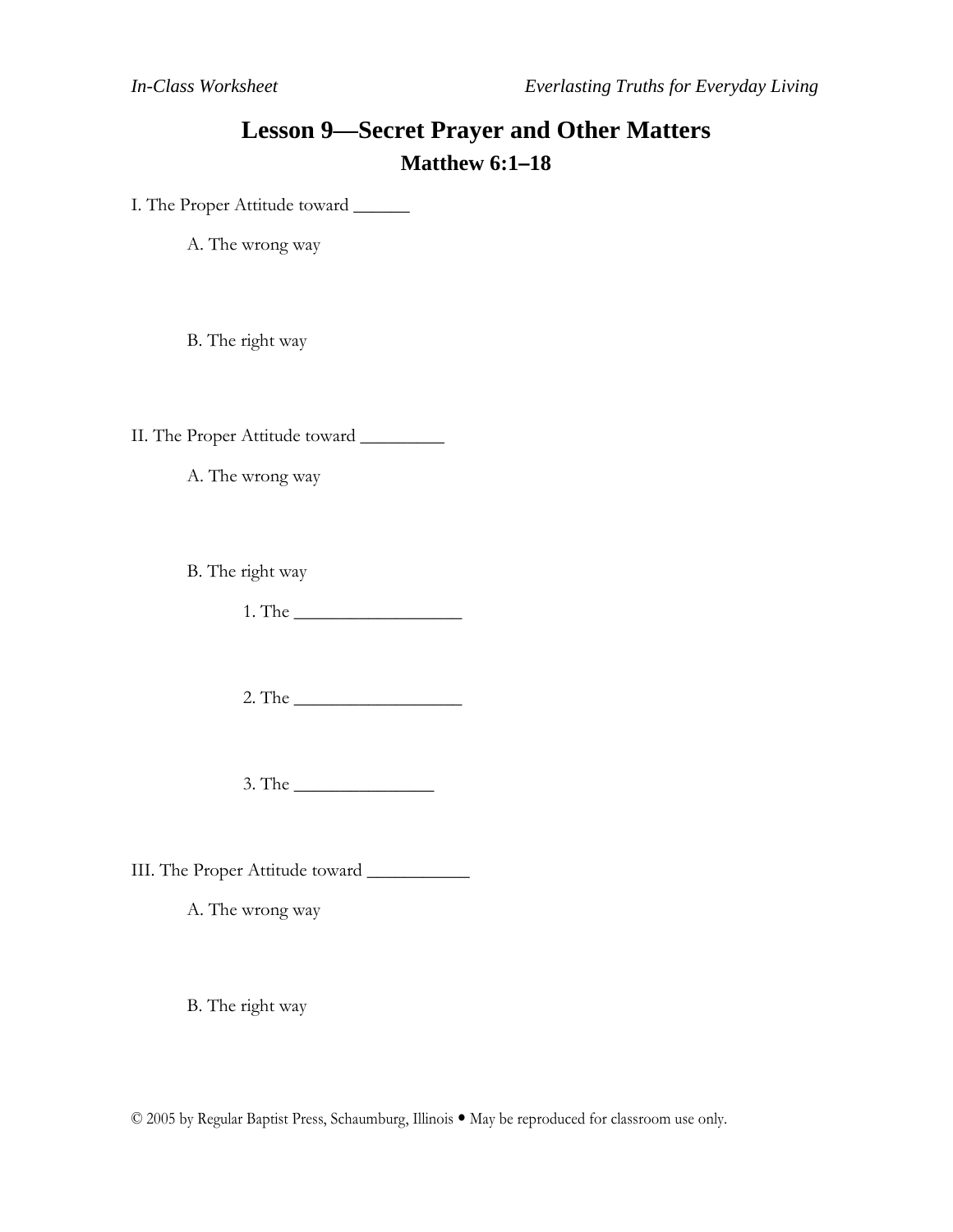# Lesson 9—Secret Prayer and Other Matters

## Matthew 6:1–18

I. The Proper Attitude toward ______

A. The wrong way

B. The right way

II. The Proper Attitude toward _________

A. The wrong way

B. The right way

1. The __________________

2. The __________________

3. The _______________

III. The Proper Attitude toward ___________

A. The wrong way

B. The right way

© 2005 by Regular Baptist Press, Schaumburg, Illinois • May be reproduced for classroom use only.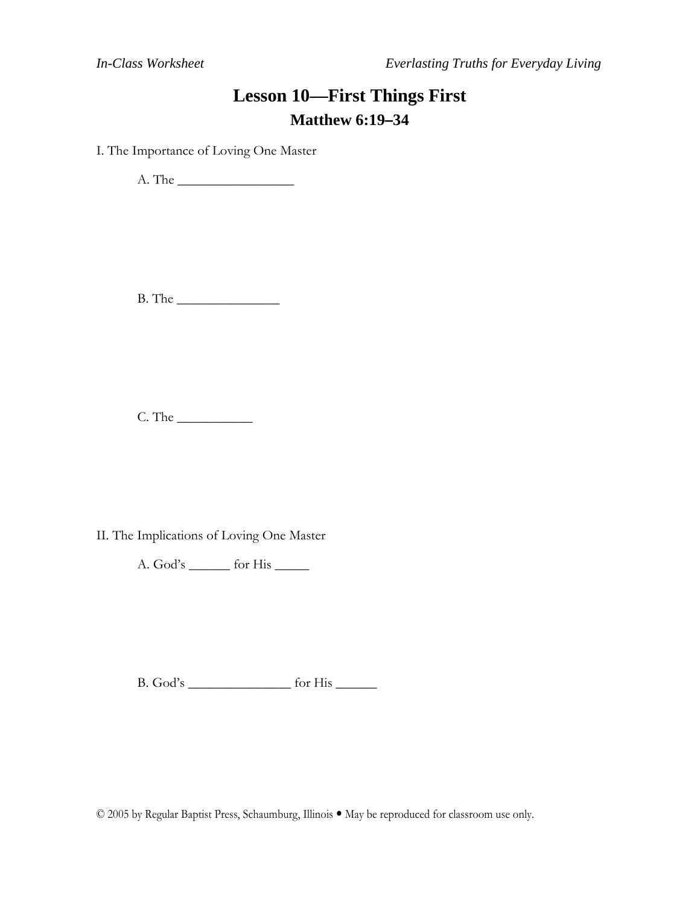*In-Class Worksheet* *Everlasting Truths for Everyday Living*

# Lesson 10—First Things First

## Matthew 6:19–34

I. The Importance of Loving One Master

A. The _________________

B. The _______________

C. The ___________

II. The Implications of Loving One Master

A. God's ______ for His _____

B. God's _______________ for His ______

© 2005 by Regular Baptist Press, Schaumburg, Illinois • May be reproduced for classroom use only.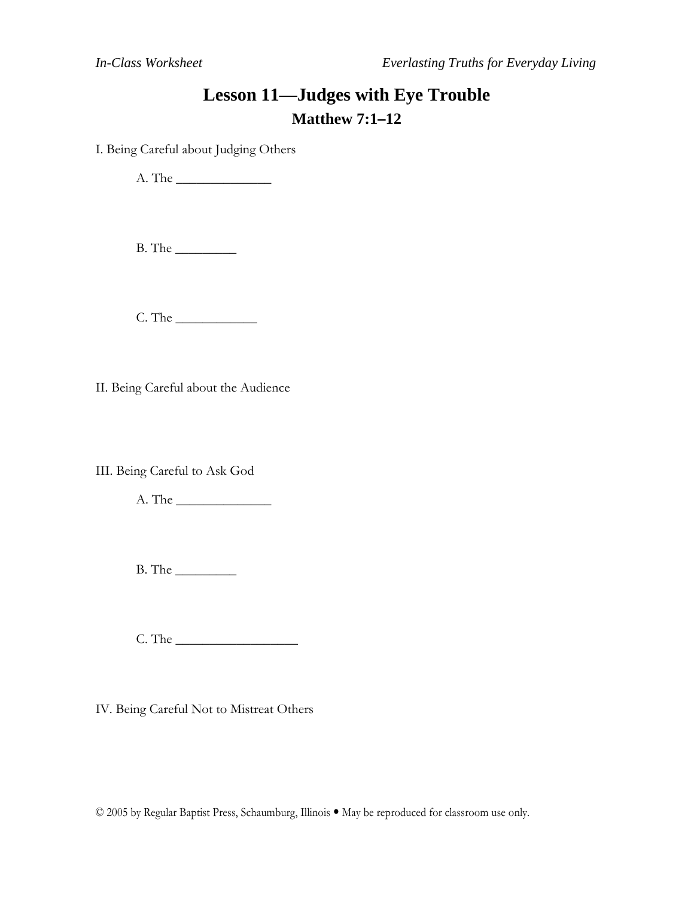# Lesson 11—Judges with Eye Trouble

## Matthew 7:1–12

I. Being Careful about Judging Others

A. The ______________

B. The _________

C. The ____________

II. Being Careful about the Audience

III. Being Careful to Ask God

A. The ______________

B. The _________

C. The __________________

IV. Being Careful Not to Mistreat Others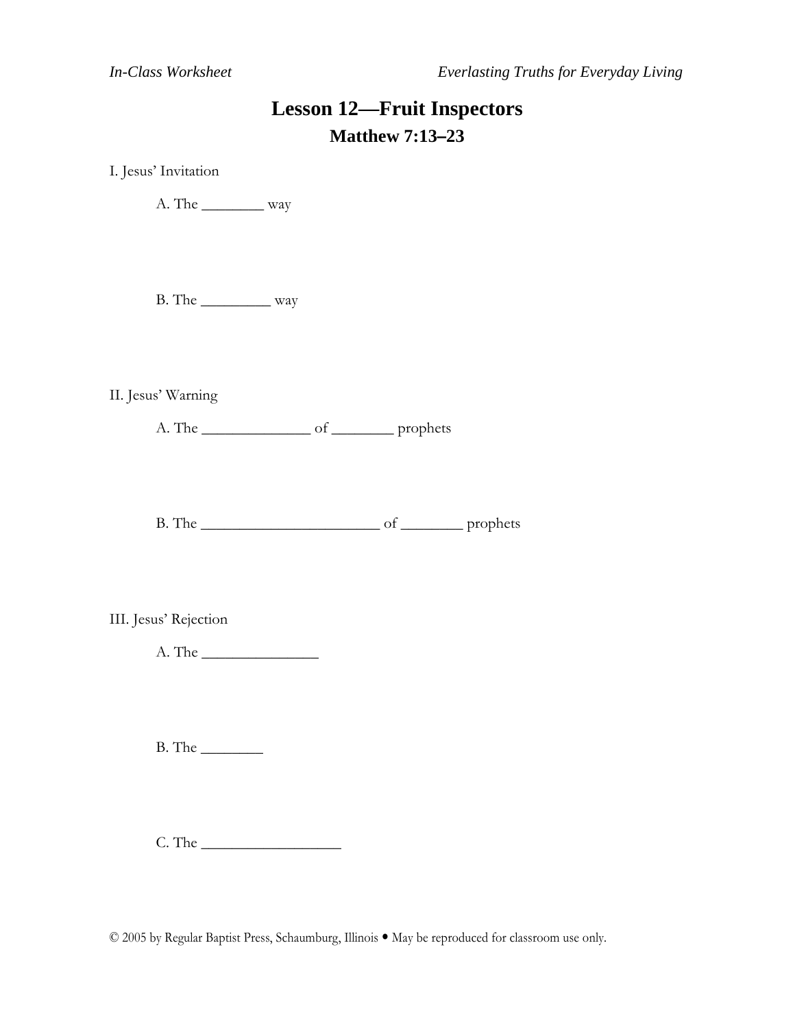*In-Class Worksheet* *Everlasting Truths for Everyday Living*

# Lesson 12—Fruit Inspectors

## Matthew 7:13–23

I. Jesus' Invitation

A. The ________ way

B. The _________ way

II. Jesus' Warning

A. The ______________ of ________ prophets

B. The _______________________ of ________ prophets

III. Jesus' Rejection

A. The _______________

B. The ________

C. The __________________

© 2005 by Regular Baptist Press, Schaumburg, Illinois • May be reproduced for classroom use only.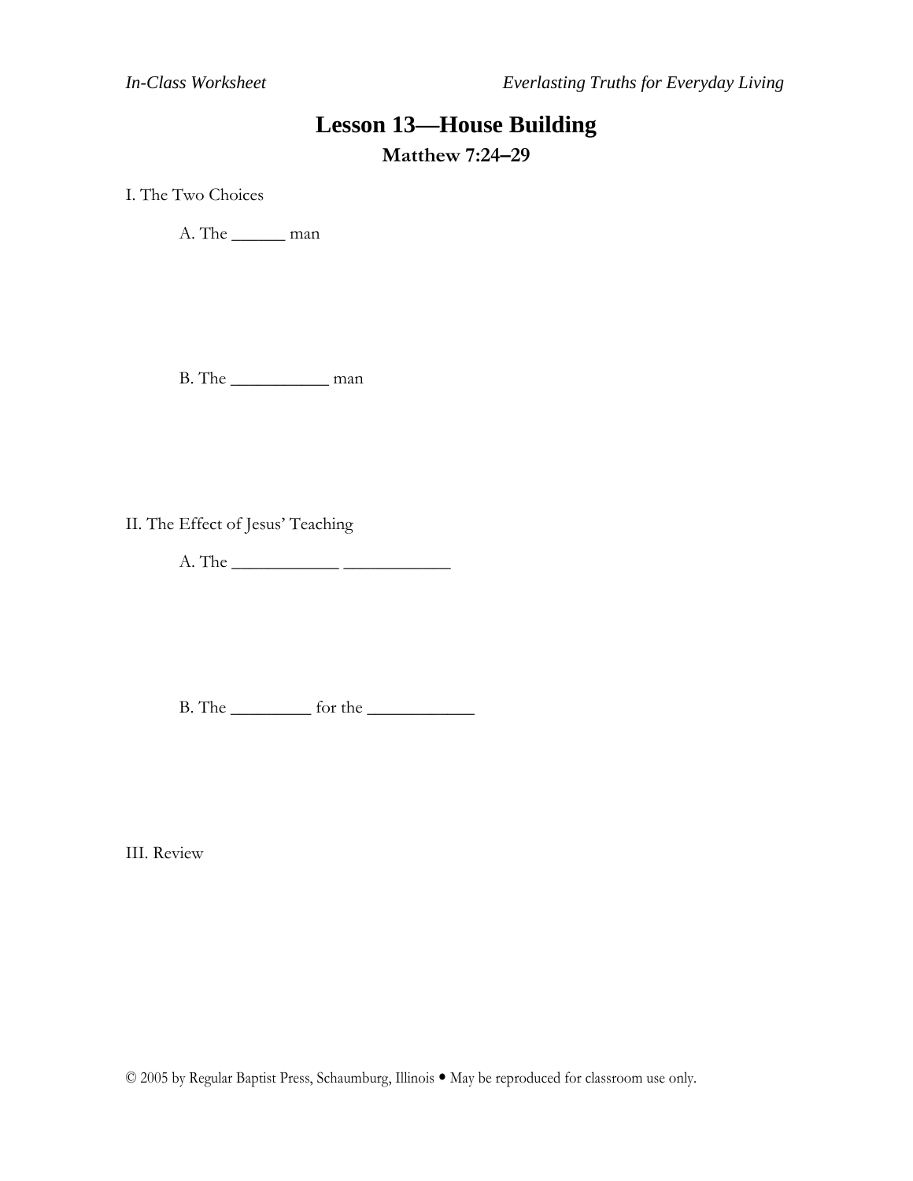# Lesson 13—House Building

## Matthew 7:24–29

I. The Two Choices

A. The ______ man

B. The ___________ man

II. The Effect of Jesus' Teaching

A. The ____________ ____________

B. The _________ for the ____________

III. Review

© 2005 by Regular Baptist Press, Schaumburg, Illinois • May be reproduced for classroom use only.